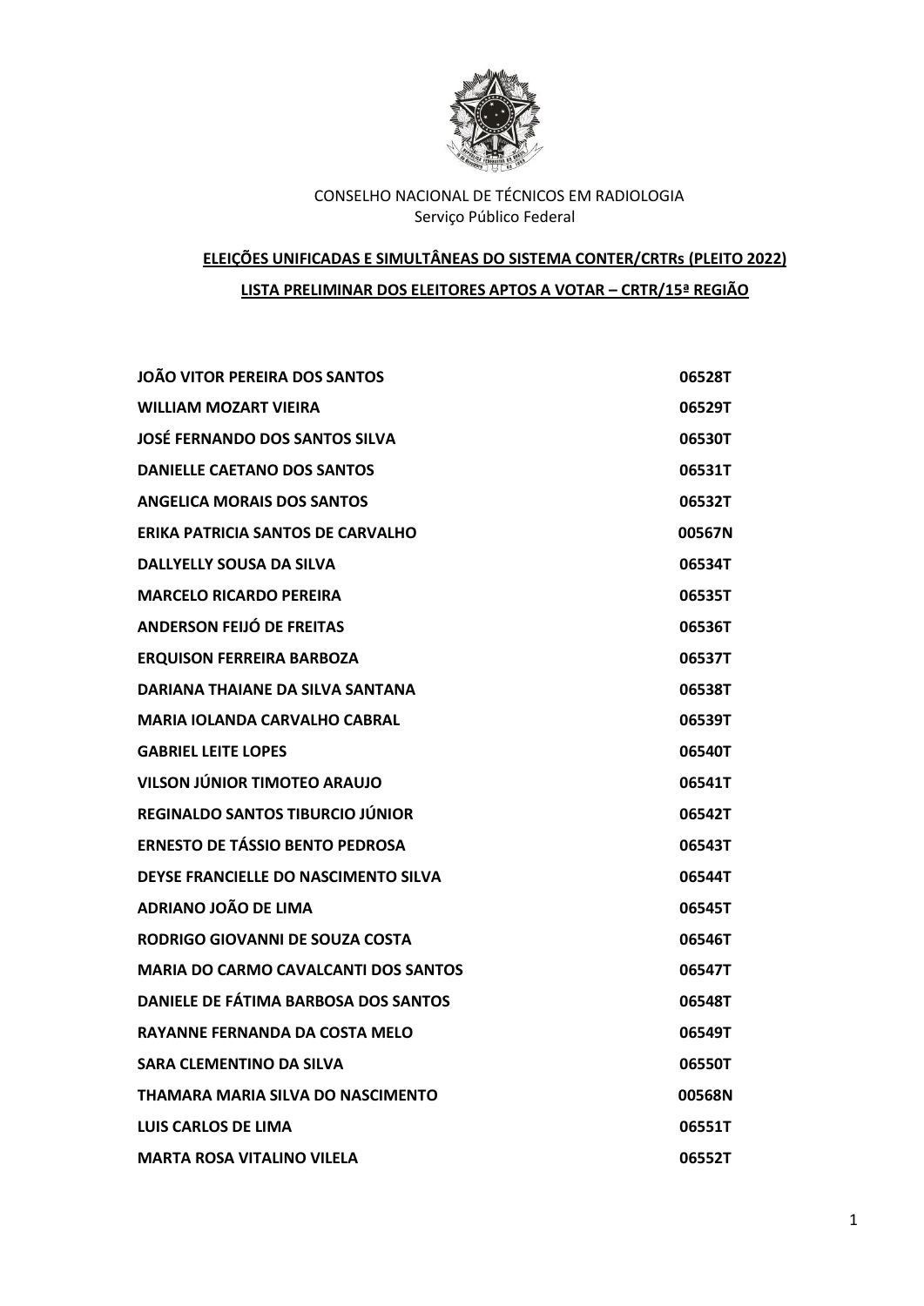CONSELHO NACIONAL DE TÉCNICOS EM RADIOLOGIA
Serviço Público Federal

**ELEIÇÕES UNIFICADAS E SIMULTÂNEAS DO SISTEMA CONTER/CRTRs (PLEITO 2022)**

**LISTA PRELIMINAR DOS ELEITORES APTOS A VOTAR – CRTR/15ª REGIÃO**

| | |
|---|---|
| **JOÃO VITOR PEREIRA DOS SANTOS** | **06528T** |
| **WILLIAM MOZART VIEIRA** | **06529T** |
| **JOSÉ FERNANDO DOS SANTOS SILVA** | **06530T** |
| **DANIELLE CAETANO DOS SANTOS** | **06531T** |
| **ANGELICA MORAIS DOS SANTOS** | **06532T** |
| **ERIKA PATRICIA SANTOS DE CARVALHO** | **00567N** |
| **DALLYELLY SOUSA DA SILVA** | **06534T** |
| **MARCELO RICARDO PEREIRA** | **06535T** |
| **ANDERSON FEIJÓ DE FREITAS** | **06536T** |
| **ERQUISON FERREIRA BARBOZA** | **06537T** |
| **DARIANA THAIANE DA SILVA SANTANA** | **06538T** |
| **MARIA IOLANDA CARVALHO CABRAL** | **06539T** |
| **GABRIEL LEITE LOPES** | **06540T** |
| **VILSON JÚNIOR TIMOTEO ARAUJO** | **06541T** |
| **REGINALDO SANTOS TIBURCIO JÚNIOR** | **06542T** |
| **ERNESTO DE TÁSSIO BENTO PEDROSA** | **06543T** |
| **DEYSE FRANCIELLE DO NASCIMENTO SILVA** | **06544T** |
| **ADRIANO JOÃO DE LIMA** | **06545T** |
| **RODRIGO GIOVANNI DE SOUZA COSTA** | **06546T** |
| **MARIA DO CARMO CAVALCANTI DOS SANTOS** | **06547T** |
| **DANIELE DE FÁTIMA BARBOSA DOS SANTOS** | **06548T** |
| **RAYANNE FERNANDA DA COSTA MELO** | **06549T** |
| **SARA CLEMENTINO DA SILVA** | **06550T** |
| **THAMARA MARIA SILVA DO NASCIMENTO** | **00568N** |
| **LUIS CARLOS DE LIMA** | **06551T** |
| **MARTA ROSA VITALINO VILELA** | **06552T** |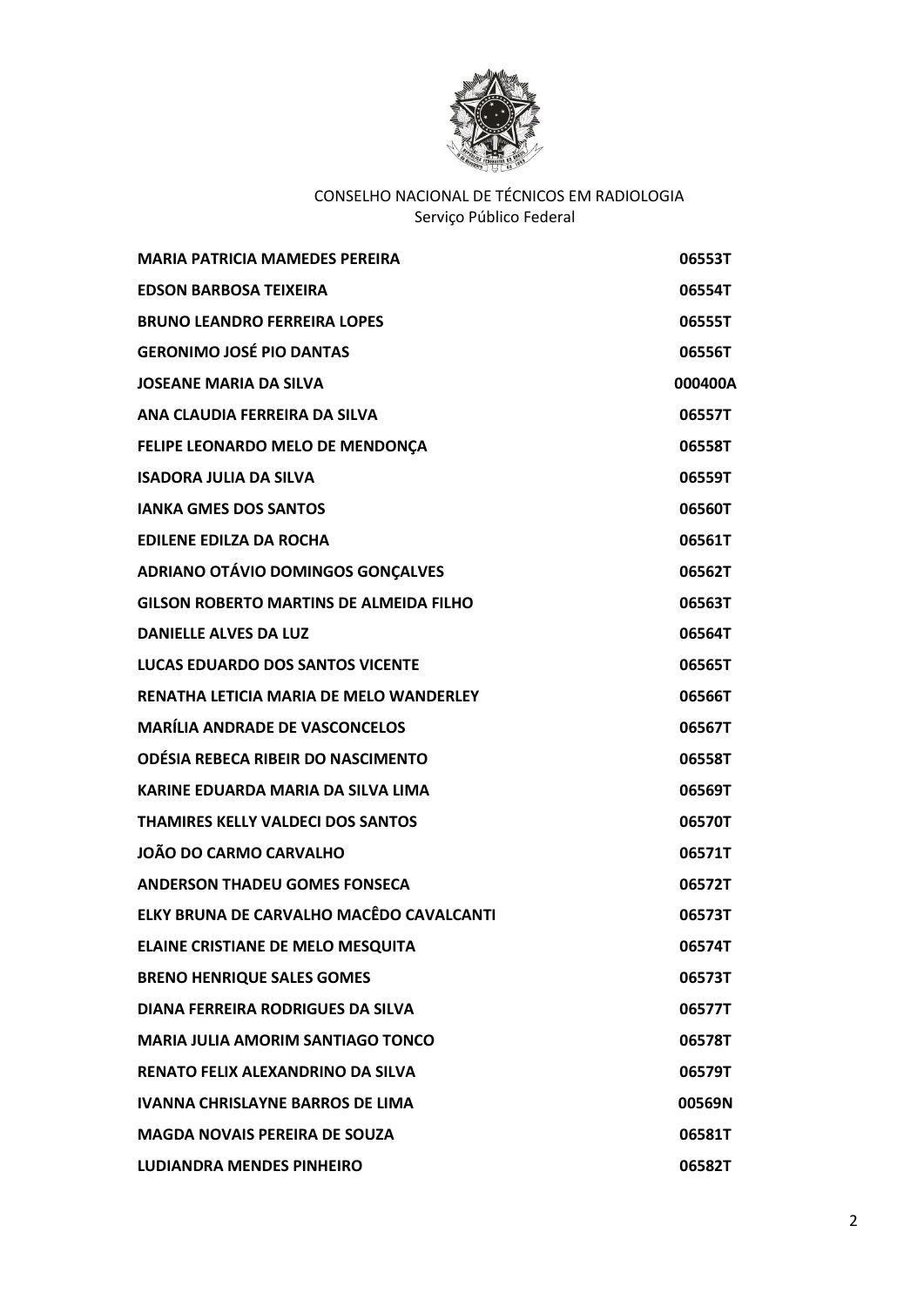CONSELHO NACIONAL DE TÉCNICOS EM RADIOLOGIA
Serviço Público Federal

| | |
|---|---|
| **MARIA PATRICIA MAMEDES PEREIRA** | **06553T** |
| **EDSON BARBOSA TEIXEIRA** | **06554T** |
| **BRUNO LEANDRO FERREIRA LOPES** | **06555T** |
| **GERONIMO JOSÉ PIO DANTAS** | **06556T** |
| **JOSEANE MARIA DA SILVA** | **000400A** |
| **ANA CLAUDIA FERREIRA DA SILVA** | **06557T** |
| **FELIPE LEONARDO MELO DE MENDONÇA** | **06558T** |
| **ISADORA JULIA DA SILVA** | **06559T** |
| **IANKA GMES DOS SANTOS** | **06560T** |
| **EDILENE EDILZA DA ROCHA** | **06561T** |
| **ADRIANO OTÁVIO DOMINGOS GONÇALVES** | **06562T** |
| **GILSON ROBERTO MARTINS DE ALMEIDA FILHO** | **06563T** |
| **DANIELLE ALVES DA LUZ** | **06564T** |
| **LUCAS EDUARDO DOS SANTOS VICENTE** | **06565T** |
| **RENATHA LETICIA MARIA DE MELO WANDERLEY** | **06566T** |
| **MARÍLIA ANDRADE DE VASCONCELOS** | **06567T** |
| **ODÉSIA REBECA RIBEIR DO NASCIMENTO** | **06558T** |
| **KARINE EDUARDA MARIA DA SILVA LIMA** | **06569T** |
| **THAMIRES KELLY VALDECI DOS SANTOS** | **06570T** |
| **JOÃO DO CARMO CARVALHO** | **06571T** |
| **ANDERSON THADEU GOMES FONSECA** | **06572T** |
| **ELKY BRUNA DE CARVALHO MACÊDO CAVALCANTI** | **06573T** |
| **ELAINE CRISTIANE DE MELO MESQUITA** | **06574T** |
| **BRENO HENRIQUE SALES GOMES** | **06573T** |
| **DIANA FERREIRA RODRIGUES DA SILVA** | **06577T** |
| **MARIA JULIA AMORIM SANTIAGO TONCO** | **06578T** |
| **RENATO FELIX ALEXANDRINO DA SILVA** | **06579T** |
| **IVANNA CHRISLAYNE BARROS DE LIMA** | **00569N** |
| **MAGDA NOVAIS PEREIRA DE SOUZA** | **06581T** |
| **LUDIANDRA MENDES PINHEIRO** | **06582T** |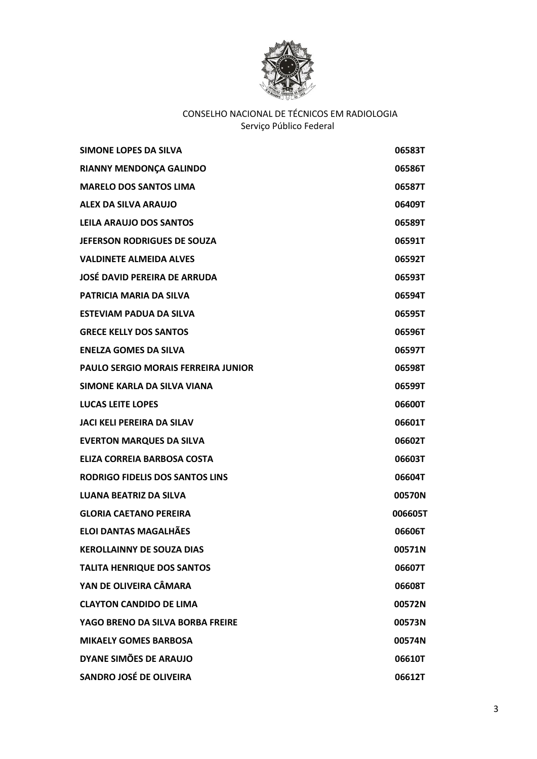CONSELHO NACIONAL DE TÉCNICOS EM RADIOLOGIA
Serviço Público Federal

| | |
|---|---|
| **SIMONE LOPES DA SILVA** | **06583T** |
| **RIANNY MENDONÇA GALINDO** | **06586T** |
| **MARELO DOS SANTOS LIMA** | **06587T** |
| **ALEX DA SILVA ARAUJO** | **06409T** |
| **LEILA ARAUJO DOS SANTOS** | **06589T** |
| **JEFERSON RODRIGUES DE SOUZA** | **06591T** |
| **VALDINETE ALMEIDA ALVES** | **06592T** |
| **JOSÉ DAVID PEREIRA DE ARRUDA** | **06593T** |
| **PATRICIA MARIA DA SILVA** | **06594T** |
| **ESTEVIAM PADUA DA SILVA** | **06595T** |
| **GRECE KELLY DOS SANTOS** | **06596T** |
| **ENELZA GOMES DA SILVA** | **06597T** |
| **PAULO SERGIO MORAIS FERREIRA JUNIOR** | **06598T** |
| **SIMONE KARLA DA SILVA VIANA** | **06599T** |
| **LUCAS LEITE LOPES** | **06600T** |
| **JACI KELI PEREIRA DA SILAV** | **06601T** |
| **EVERTON MARQUES DA SILVA** | **06602T** |
| **ELIZA CORREIA BARBOSA COSTA** | **06603T** |
| **RODRIGO FIDELIS DOS SANTOS LINS** | **06604T** |
| **LUANA BEATRIZ DA SILVA** | **00570N** |
| **GLORIA CAETANO PEREIRA** | **006605T** |
| **ELOI DANTAS MAGALHÃES** | **06606T** |
| **KEROLLAINNY DE SOUZA DIAS** | **00571N** |
| **TALITA HENRIQUE DOS SANTOS** | **06607T** |
| **YAN DE OLIVEIRA CÂMARA** | **06608T** |
| **CLAYTON CANDIDO DE LIMA** | **00572N** |
| **YAGO BRENO DA SILVA BORBA FREIRE** | **00573N** |
| **MIKAELY GOMES BARBOSA** | **00574N** |
| **DYANE SIMÕES DE ARAUJO** | **06610T** |
| **SANDRO JOSÉ DE OLIVEIRA** | **06612T** |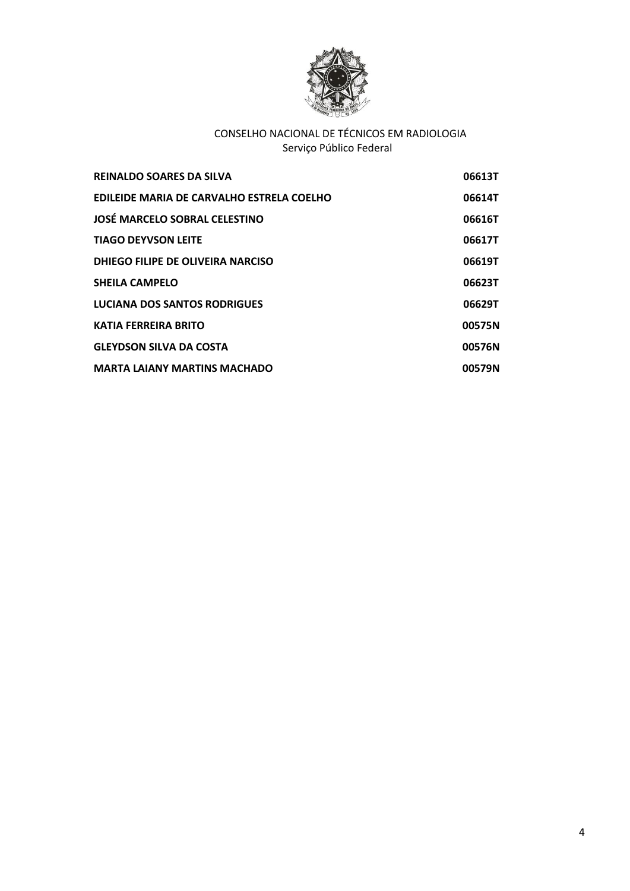CONSELHO NACIONAL DE TÉCNICOS EM RADIOLOGIA
Serviço Público Federal

| | |
|---|---|
| **REINALDO SOARES DA SILVA** | **06613T** |
| **EDILEIDE MARIA DE CARVALHO ESTRELA COELHO** | **06614T** |
| **JOSÉ MARCELO SOBRAL CELESTINO** | **06616T** |
| **TIAGO DEYVSON LEITE** | **06617T** |
| **DHIEGO FILIPE DE OLIVEIRA NARCISO** | **06619T** |
| **SHEILA CAMPELO** | **06623T** |
| **LUCIANA DOS SANTOS RODRIGUES** | **06629T** |
| **KATIA FERREIRA BRITO** | **00575N** |
| **GLEYDSON SILVA DA COSTA** | **00576N** |
| **MARTA LAIANY MARTINS MACHADO** | **00579N** |